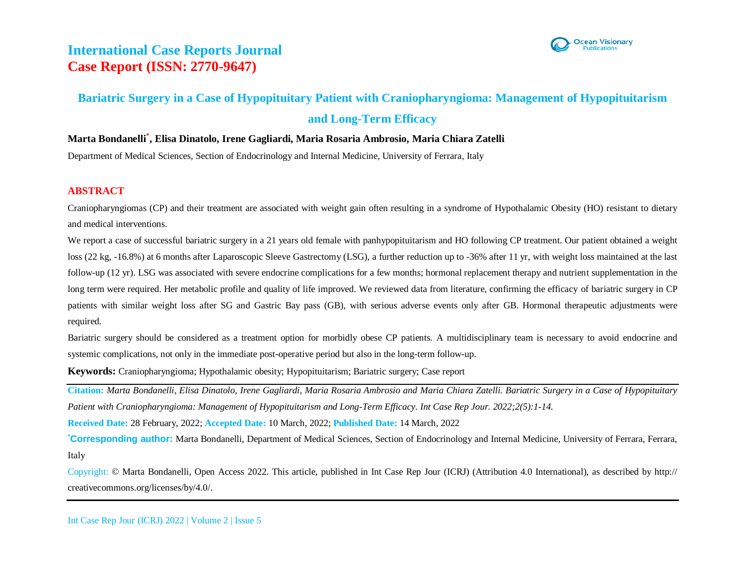# International Case Reports Journal

**Case Report (ISSN: 2770-9647)**

## Bariatric Surgery in a Case of Hypopituitary Patient with Craniopharyngioma: Management of Hypopituitarism and Long-Term Efficacy

**Marta Bondanelli[*], Elisa Dinatolo, Irene Gagliardi, Maria Rosaria Ambrosio, Maria Chiara Zatelli**

Department of Medical Sciences, Section of Endocrinology and Internal Medicine, University of Ferrara, Italy

## ABSTRACT

Craniopharyngiomas (CP) and their treatment are associated with weight gain often resulting in a syndrome of Hypothalamic Obesity (HO) resistant to dietary and medical interventions.

We report a case of successful bariatric surgery in a 21 years old female with panhypopituitarism and HO following CP treatment. Our patient obtained a weight loss (22 kg, -16.8%) at 6 months after Laparoscopic Sleeve Gastrectomy (LSG), a further reduction up to -36% after 11 yr, with weight loss maintained at the last follow-up (12 yr). LSG was associated with severe endocrine complications for a few months; hormonal replacement therapy and nutrient supplementation in the long term were required. Her metabolic profile and quality of life improved. We reviewed data from literature, confirming the efficacy of bariatric surgery in CP patients with similar weight loss after SG and Gastric Bay pass (GB), with serious adverse events only after GB. Hormonal therapeutic adjustments were required.

Bariatric surgery should be considered as a treatment option for morbidly obese CP patients. A multidisciplinary team is necessary to avoid endocrine and systemic complications, not only in the immediate post-operative period but also in the long-term follow-up.

**Keywords:** Craniopharyngioma; Hypothalamic obesity; Hypopituitarism; Bariatric surgery; Case report

**Citation:** *Marta Bondanelli, Elisa Dinatolo, Irene Gagliardi, Maria Rosaria Ambrosio and Maria Chiara Zatelli. Bariatric Surgery in a Case of Hypopituitary Patient with Craniopharyngioma: Management of Hypopituitarism and Long-Term Efficacy. Int Case Rep Jour. 2022;2(5):1-14.*

**Received Date:** 28 February, 2022; **Accepted Date:** 10 March, 2022; **Published Date:** 14 March, 2022

**[*]Corresponding author:** Marta Bondanelli, Department of Medical Sciences, Section of Endocrinology and Internal Medicine, University of Ferrara, Ferrara, Italy

Copyright: © Marta Bondanelli, Open Access 2022. This article, published in Int Case Rep Jour (ICRJ) (Attribution 4.0 International), as described by http:// creativecommons.org/licenses/by/4.0/.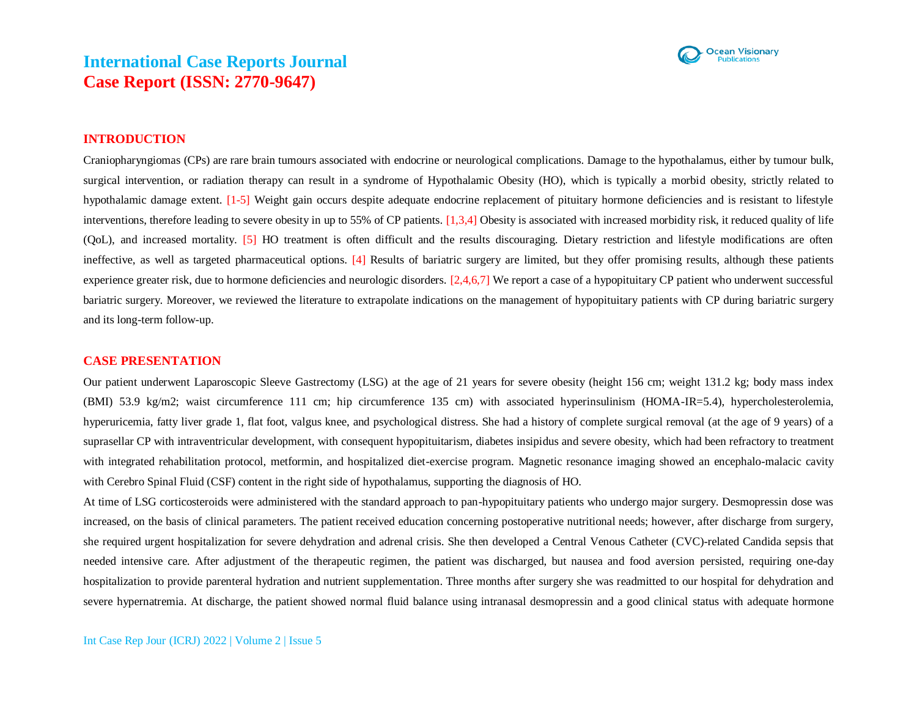## INTRODUCTION

Craniopharyngiomas (CPs) are rare brain tumours associated with endocrine or neurological complications. Damage to the hypothalamus, either by tumour bulk, surgical intervention, or radiation therapy can result in a syndrome of Hypothalamic Obesity (HO), which is typically a morbid obesity, strictly related to hypothalamic damage extent. [1-5] Weight gain occurs despite adequate endocrine replacement of pituitary hormone deficiencies and is resistant to lifestyle interventions, therefore leading to severe obesity in up to 55% of CP patients. [1,3,4] Obesity is associated with increased morbidity risk, it reduced quality of life (QoL), and increased mortality. [5] HO treatment is often difficult and the results discouraging. Dietary restriction and lifestyle modifications are often ineffective, as well as targeted pharmaceutical options. [4] Results of bariatric surgery are limited, but they offer promising results, although these patients experience greater risk, due to hormone deficiencies and neurologic disorders. [2,4,6,7] We report a case of a hypopituitary CP patient who underwent successful bariatric surgery. Moreover, we reviewed the literature to extrapolate indications on the management of hypopituitary patients with CP during bariatric surgery and its long-term follow-up.

## CASE PRESENTATION

Our patient underwent Laparoscopic Sleeve Gastrectomy (LSG) at the age of 21 years for severe obesity (height 156 cm; weight 131.2 kg; body mass index (BMI) 53.9 kg/m2; waist circumference 111 cm; hip circumference 135 cm) with associated hyperinsulinism (HOMA-IR=5.4), hypercholesterolemia, hyperuricemia, fatty liver grade 1, flat foot, valgus knee, and psychological distress. She had a history of complete surgical removal (at the age of 9 years) of a suprasellar CP with intraventricular development, with consequent hypopituitarism, diabetes insipidus and severe obesity, which had been refractory to treatment with integrated rehabilitation protocol, metformin, and hospitalized diet-exercise program. Magnetic resonance imaging showed an encephalo-malacic cavity with Cerebro Spinal Fluid (CSF) content in the right side of hypothalamus, supporting the diagnosis of HO.

At time of LSG corticosteroids were administered with the standard approach to pan-hypopituitary patients who undergo major surgery. Desmopressin dose was increased, on the basis of clinical parameters. The patient received education concerning postoperative nutritional needs; however, after discharge from surgery, she required urgent hospitalization for severe dehydration and adrenal crisis. She then developed a Central Venous Catheter (CVC)-related Candida sepsis that needed intensive care. After adjustment of the therapeutic regimen, the patient was discharged, but nausea and food aversion persisted, requiring one-day hospitalization to provide parenteral hydration and nutrient supplementation. Three months after surgery she was readmitted to our hospital for dehydration and severe hypernatremia. At discharge, the patient showed normal fluid balance using intranasal desmopressin and a good clinical status with adequate hormone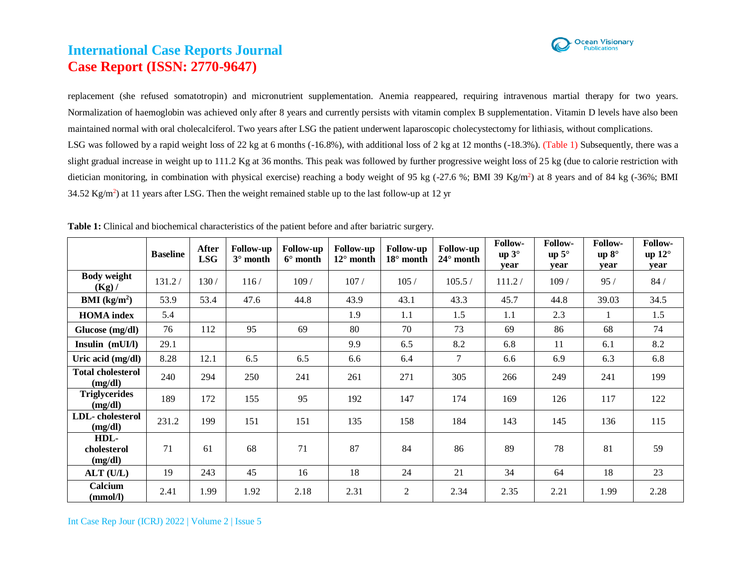replacement (she refused somatotropin) and micronutrient supplementation. Anemia reappeared, requiring intravenous martial therapy for two years. Normalization of haemoglobin was achieved only after 8 years and currently persists with vitamin complex B supplementation. Vitamin D levels have also been maintained normal with oral cholecalciferol. Two years after LSG the patient underwent laparoscopic cholecystectomy for lithiasis, without complications.

LSG was followed by a rapid weight loss of 22 kg at 6 months (-16.8%), with additional loss of 2 kg at 12 months (-18.3%). (Table 1) Subsequently, there was a slight gradual increase in weight up to 111.2 Kg at 36 months. This peak was followed by further progressive weight loss of 25 kg (due to calorie restriction with dietician monitoring, in combination with physical exercise) reaching a body weight of 95 kg (-27.6 %; BMI 39 Kg/m$^2$) at 8 years and of 84 kg (-36%; BMI 34.52 Kg/m$^2$) at 11 years after LSG. Then the weight remained stable up to the last follow-up at 12 yr

**Table 1:** Clinical and biochemical characteristics of the patient before and after bariatric surgery.

| | Baseline | After LSG | Follow-up 3° month | Follow-up 6° month | Follow-up 12° month | Follow-up 18° month | Follow-up 24° month | Follow-up 3° year | Follow-up 5° year | Follow-up 8° year | Follow-up 12° year |
|---|---|---|---|---|---|---|---|---|---|---|---|
| **Body weight (Kg) /** | 131.2 / | 130 / | 116 / | 109 / | 107 / | 105 / | 105.5 / | 111.2 / | 109 / | 95 / | 84 / |
| **BMI (kg/m$^2$)** | 53.9 | 53.4 | 47.6 | 44.8 | 43.9 | 43.1 | 43.3 | 45.7 | 44.8 | 39.03 | 34.5 |
| **HOMA index** | 5.4 | | | | 1.9 | 1.1 | 1.5 | 1.1 | 2.3 | 1 | 1.5 |
| **Glucose (mg/dl)** | 76 | 112 | 95 | 69 | 80 | 70 | 73 | 69 | 86 | 68 | 74 |
| **Insulin (mUI/l)** | 29.1 | | | | 9.9 | 6.5 | 8.2 | 6.8 | 11 | 6.1 | 8.2 |
| **Uric acid (mg/dl)** | 8.28 | 12.1 | 6.5 | 6.5 | 6.6 | 6.4 | 7 | 6.6 | 6.9 | 6.3 | 6.8 |
| **Total cholesterol (mg/dl)** | 240 | 294 | 250 | 241 | 261 | 271 | 305 | 266 | 249 | 241 | 199 |
| **Triglycerides (mg/dl)** | 189 | 172 | 155 | 95 | 192 | 147 | 174 | 169 | 126 | 117 | 122 |
| **LDL- cholesterol (mg/dl)** | 231.2 | 199 | 151 | 151 | 135 | 158 | 184 | 143 | 145 | 136 | 115 |
| **HDL-cholesterol (mg/dl)** | 71 | 61 | 68 | 71 | 87 | 84 | 86 | 89 | 78 | 81 | 59 |
| **ALT (U/L)** | 19 | 243 | 45 | 16 | 18 | 24 | 21 | 34 | 64 | 18 | 23 |
| **Calcium (mmol/l)** | 2.41 | 1.99 | 1.92 | 2.18 | 2.31 | 2 | 2.34 | 2.35 | 2.21 | 1.99 | 2.28 |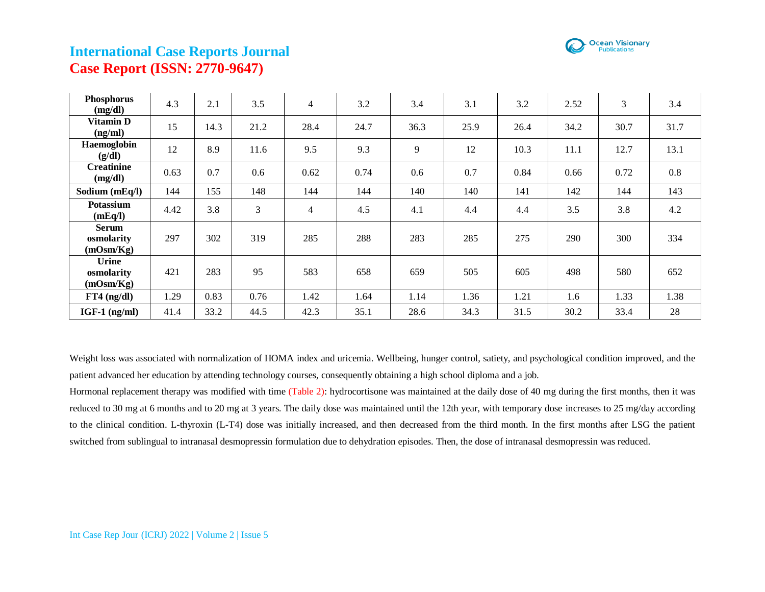| Phosphorus (mg/dl) | 4.3 | 2.1 | 3.5 | 4 | 3.2 | 3.4 | 3.1 | 3.2 | 2.52 | 3 | 3.4 |
|---|---|---|---|---|---|---|---|---|---|---|---|
| Vitamin D (ng/ml) | 15 | 14.3 | 21.2 | 28.4 | 24.7 | 36.3 | 25.9 | 26.4 | 34.2 | 30.7 | 31.7 |
| Haemoglobin (g/dl) | 12 | 8.9 | 11.6 | 9.5 | 9.3 | 9 | 12 | 10.3 | 11.1 | 12.7 | 13.1 |
| Creatinine (mg/dl) | 0.63 | 0.7 | 0.6 | 0.62 | 0.74 | 0.6 | 0.7 | 0.84 | 0.66 | 0.72 | 0.8 |
| Sodium (mEq/l) | 144 | 155 | 148 | 144 | 144 | 140 | 140 | 141 | 142 | 144 | 143 |
| Potassium (mEq/l) | 4.42 | 3.8 | 3 | 4 | 4.5 | 4.1 | 4.4 | 4.4 | 3.5 | 3.8 | 4.2 |
| Serum osmolarity (mOsm/Kg) | 297 | 302 | 319 | 285 | 288 | 283 | 285 | 275 | 290 | 300 | 334 |
| Urine osmolarity (mOsm/Kg) | 421 | 283 | 95 | 583 | 658 | 659 | 505 | 605 | 498 | 580 | 652 |
| FT4 (ng/dl) | 1.29 | 0.83 | 0.76 | 1.42 | 1.64 | 1.14 | 1.36 | 1.21 | 1.6 | 1.33 | 1.38 |
| IGF-1 (ng/ml) | 41.4 | 33.2 | 44.5 | 42.3 | 35.1 | 28.6 | 34.3 | 31.5 | 30.2 | 33.4 | 28 |

Weight loss was associated with normalization of HOMA index and uricemia. Wellbeing, hunger control, satiety, and psychological condition improved, and the patient advanced her education by attending technology courses, consequently obtaining a high school diploma and a job.

Hormonal replacement therapy was modified with time (Table 2): hydrocortisone was maintained at the daily dose of 40 mg during the first months, then it was reduced to 30 mg at 6 months and to 20 mg at 3 years. The daily dose was maintained until the 12th year, with temporary dose increases to 25 mg/day according to the clinical condition. L-thyroxin (L-T4) dose was initially increased, and then decreased from the third month. In the first months after LSG the patient switched from sublingual to intranasal desmopressin formulation due to dehydration episodes. Then, the dose of intranasal desmopressin was reduced.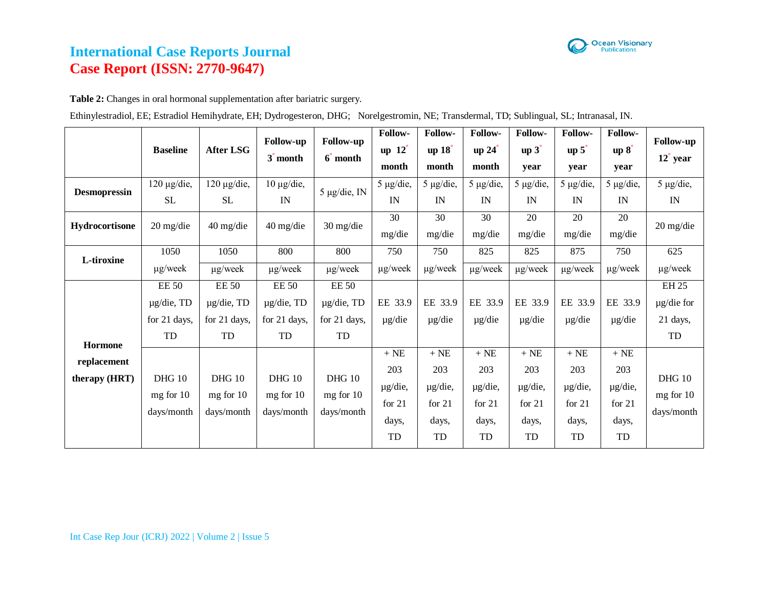**Table 2:** Changes in oral hormonal supplementation after bariatric surgery.

Ethinylestradiol, EE; Estradiol Hemihydrate, EH; Dydrogesteron, DHG; Norelgestromin, NE; Transdermal, TD; Sublingual, SL; Intranasal, IN.

| | Baseline | After LSG | Follow-up 3° month | Follow-up 6° month | Follow-up 12° month | Follow-up 18° month | Follow-up 24° month | Follow-up 3° year | Follow-up 5° year | Follow-up 8° year | Follow-up 12° year |
|---|---|---|---|---|---|---|---|---|---|---|---|
| **Desmopressin** | 120 µg/die, SL | 120 µg/die, SL | 10 µg/die, IN | 5 µg/die, IN | 5 µg/die, IN | 5 µg/die, IN | 5 µg/die, IN | 5 µg/die, IN | 5 µg/die, IN | 5 µg/die, IN | 5 µg/die, IN |
| **Hydrocortisone** | 20 mg/die | 40 mg/die | 40 mg/die | 30 mg/die | 30 mg/die | 30 mg/die | 30 mg/die | 20 mg/die | 20 mg/die | 20 mg/die | 20 mg/die |
| **L-tiroxine** | 1050 µg/week | 1050 µg/week | 800 µg/week | 800 µg/week | 750 µg/week | 750 µg/week | 825 µg/week | 825 µg/week | 875 µg/week | 750 µg/week | 625 µg/week |
| **Hormone replacement therapy (HRT)** | EE 50 µg/die, TD for 21 days, TD | EE 50 µg/die, TD for 21 days, TD | EE 50 µg/die, TD for 21 days, TD | EE 50 µg/die, TD for 21 days, TD | EE 33.9 µg/die | EE 33.9 µg/die | EE 33.9 µg/die | EE 33.9 µg/die | EE 33.9 µg/die | EE 33.9 µg/die | EH 25 µg/die for 21 days, TD |
| | DHG 10 mg for 10 days/month | DHG 10 mg for 10 days/month | DHG 10 mg for 10 days/month | DHG 10 mg for 10 days/month | + NE 203 µg/die, for 21 days, TD | + NE 203 µg/die, for 21 days, TD | + NE 203 µg/die, for 21 days, TD | + NE 203 µg/die, for 21 days, TD | + NE 203 µg/die, for 21 days, TD | + NE 203 µg/die, for 21 days, TD | DHG 10 mg for 10 days/month |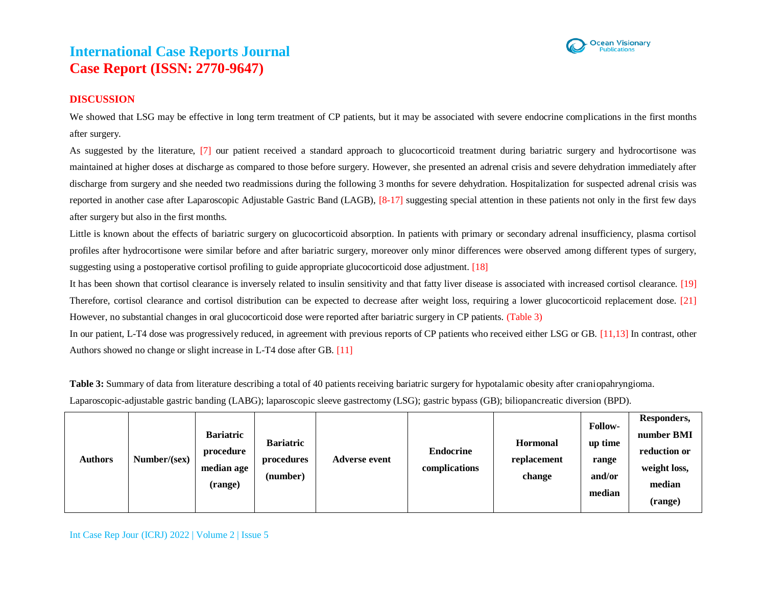## DISCUSSION

We showed that LSG may be effective in long term treatment of CP patients, but it may be associated with severe endocrine complications in the first months after surgery.

As suggested by the literature, [7] our patient received a standard approach to glucocorticoid treatment during bariatric surgery and hydrocortisone was maintained at higher doses at discharge as compared to those before surgery. However, she presented an adrenal crisis and severe dehydration immediately after discharge from surgery and she needed two readmissions during the following 3 months for severe dehydration. Hospitalization for suspected adrenal crisis was reported in another case after Laparoscopic Adjustable Gastric Band (LAGB), [8-17] suggesting special attention in these patients not only in the first few days after surgery but also in the first months.

Little is known about the effects of bariatric surgery on glucocorticoid absorption. In patients with primary or secondary adrenal insufficiency, plasma cortisol profiles after hydrocortisone were similar before and after bariatric surgery, moreover only minor differences were observed among different types of surgery, suggesting using a postoperative cortisol profiling to guide appropriate glucocorticoid dose adjustment. [18]

It has been shown that cortisol clearance is inversely related to insulin sensitivity and that fatty liver disease is associated with increased cortisol clearance. [19] Therefore, cortisol clearance and cortisol distribution can be expected to decrease after weight loss, requiring a lower glucocorticoid replacement dose. [21] However, no substantial changes in oral glucocorticoid dose were reported after bariatric surgery in CP patients. (Table 3)

In our patient, L-T4 dose was progressively reduced, in agreement with previous reports of CP patients who received either LSG or GB. [11,13] In contrast, other Authors showed no change or slight increase in L-T4 dose after GB. [11]

**Table 3:** Summary of data from literature describing a total of 40 patients receiving bariatric surgery for hypotalamic obesity after craniopahryngioma. Laparoscopic-adjustable gastric banding (LABG); laparoscopic sleeve gastrectomy (LSG); gastric bypass (GB); biliopancreatic diversion (BPD).

| Authors | Number/(sex) | Bariatric procedure median age (range) | Bariatric procedures (number) | Adverse event | Endocrine complications | Hormonal replacement change | Follow-up time range and/or median | Responders, number BMI reduction or weight loss, median (range) |
|---|---|---|---|---|---|---|---|---|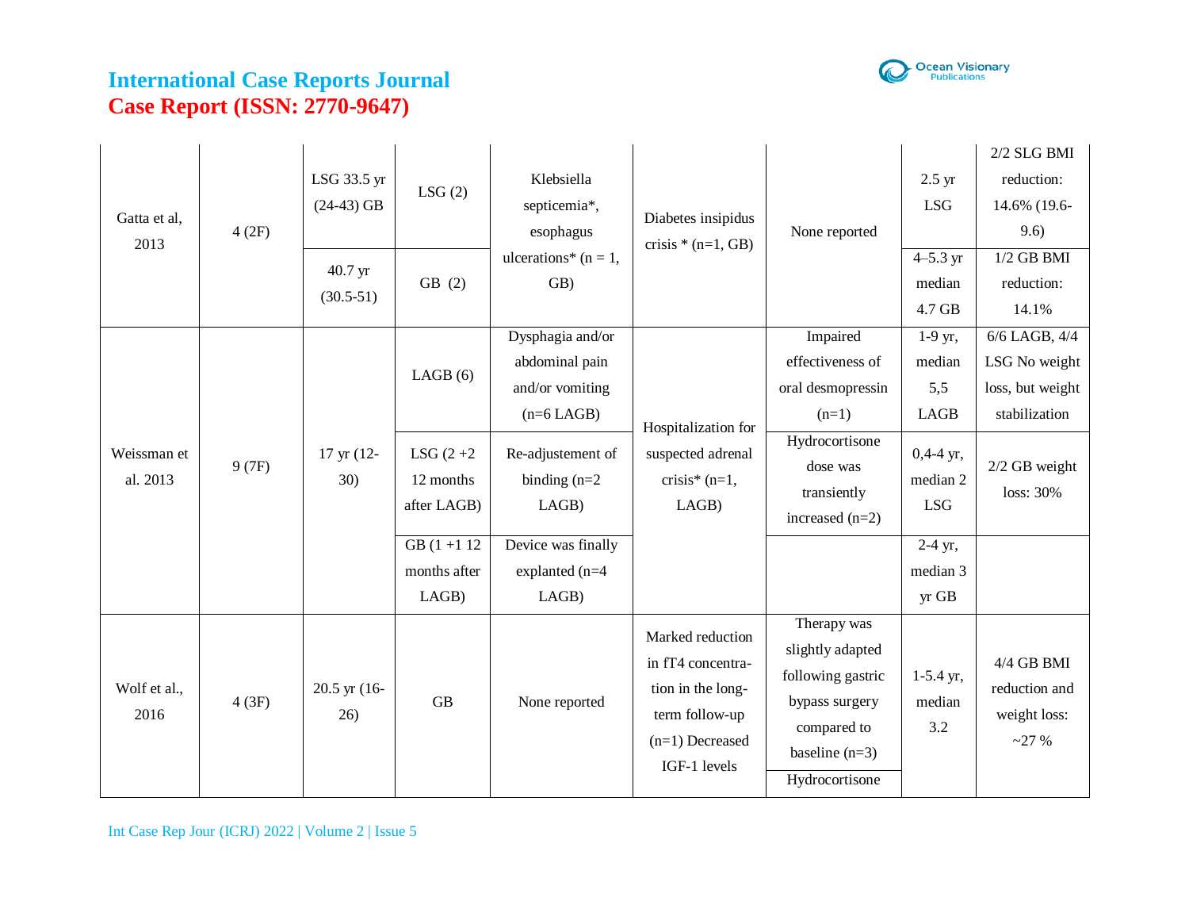| Gatta et al, 2013 | 4 (2F) | LSG 33.5 yr (24-43) GB | LSG (2) | Klebsiella septicemia*, esophagus ulcerations* (n = 1, GB) | Diabetes insipidus crisis * (n=1, GB) | None reported | 2.5 yr LSG | 2/2 SLG BMI reduction: 14.6% (19.6-9.6) |
|---|---|---|---|---|---|---|---|---|
| | | 40.7 yr (30.5-51) | GB (2) | | | | 4–5.3 yr median 4.7 GB | 1/2 GB BMI reduction: 14.1% |
| Weissman et al. 2013 | 9 (7F) | 17 yr (12-30) | LAGB (6) | Dysphagia and/or abdominal pain and/or vomiting (n=6 LAGB) | Hospitalization for suspected adrenal crisis* (n=1, LAGB) | Impaired effectiveness of oral desmopressin (n=1) | 1-9 yr, median 5,5 LAGB | 6/6 LAGB, 4/4 LSG No weight loss, but weight stabilization |
| | | | LSG (2 +2 12 months after LAGB) | Re-adjustement of binding (n=2 LAGB) | | Hydrocortisone dose was transiently increased (n=2) | 0,4-4 yr, median 2 LSG | 2/2 GB weight loss: 30% |
| | | | GB (1 +1 12 months after LAGB) | Device was finally explanted (n=4 LAGB) | | | 2-4 yr, median 3 yr GB | |
| Wolf et al., 2016 | 4 (3F) | 20.5 yr (16-26) | GB | None reported | Marked reduction in fT4 concentration in the long-term follow-up (n=1) Decreased IGF-1 levels | Therapy was slightly adapted following gastric bypass surgery compared to baseline (n=3) | 1-5.4 yr, median 3.2 | 4/4 GB BMI reduction and weight loss: ~27 % |
| | | | | | | Hydrocortisone | | |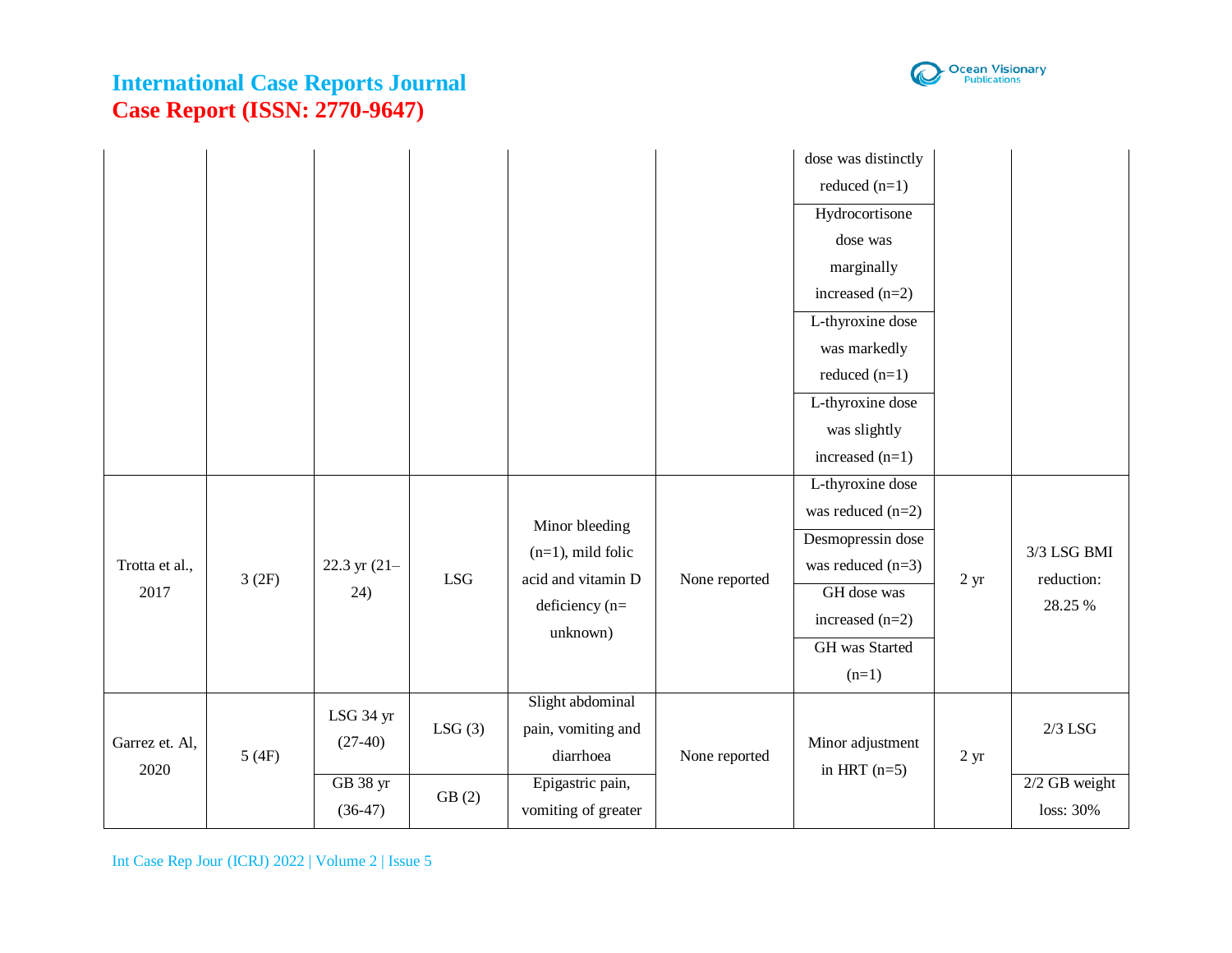| | | | | | | dose was distinctly reduced (n=1) | | |
|---|---|---|---|---|---|---|---|---|
| | | | | | | Hydrocortisone dose was marginally increased (n=2) | | |
| | | | | | | L-thyroxine dose was markedly reduced (n=1) | | |
| | | | | | | L-thyroxine dose was slightly increased (n=1) | | |
| Trotta et al., 2017 | 3 (2F) | 22.3 yr (21–24) | LSG | Minor bleeding (n=1), mild folic acid and vitamin D deficiency (n= unknown) | None reported | L-thyroxine dose was reduced (n=2) | 2 yr | 3/3 LSG BMI reduction: 28.25 % |
| | | | | | | Desmopressin dose was reduced (n=3) | | |
| | | | | | | GH dose was increased (n=2) | | |
| | | | | | | GH was Started (n=1) | | |
| Garrez et. Al, 2020 | 5 (4F) | LSG 34 yr (27-40) | LSG (3) | Slight abdominal pain, vomiting and diarrhoea | None reported | Minor adjustment in HRT (n=5) | 2 yr | 2/3 LSG |
| | | GB 38 yr (36-47) | GB (2) | Epigastric pain, vomiting of greater | | | | 2/2 GB weight loss: 30% |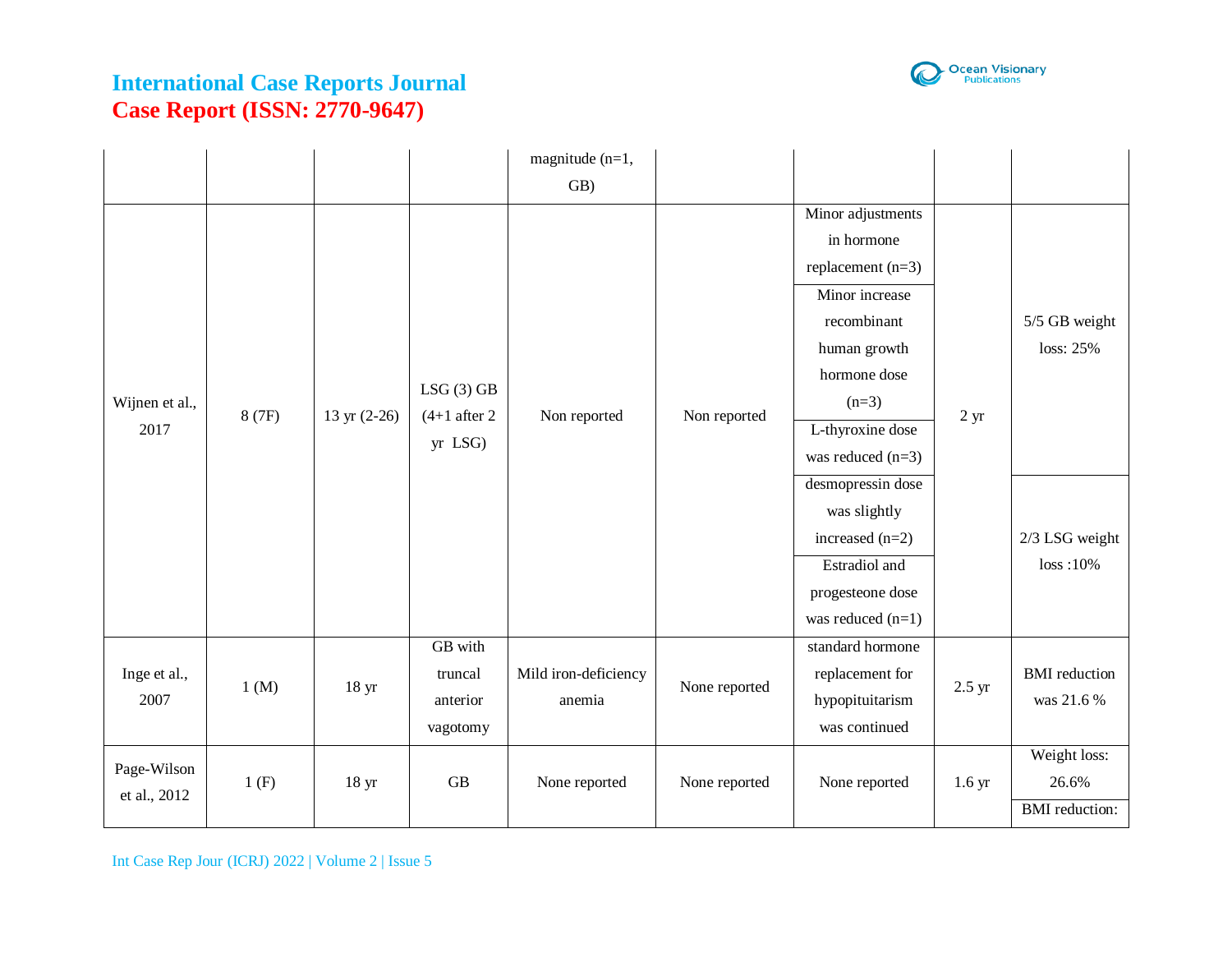| | | | | magnitude (n=1, GB) | | | | |
|---|---|---|---|---|---|---|---|---|
| Wijnen et al., 2017 | 8 (7F) | 13 yr (2-26) | LSG (3) GB (4+1 after 2 yr LSG) | Non reported | Non reported | Minor adjustments in hormone replacement (n=3) | 2 yr | 5/5 GB weight loss: 25% |
| | | | | | | Minor increase recombinant human growth hormone dose (n=3) | | |
| | | | | | | L-thyroxine dose was reduced (n=3) | | |
| | | | | | | desmopressin dose was slightly increased (n=2) | | 2/3 LSG weight loss :10% |
| | | | | | | Estradiol and progesteone dose was reduced (n=1) | | |
| Inge et al., 2007 | 1 (M) | 18 yr | GB with truncal anterior vagotomy | Mild iron-deficiency anemia | None reported | standard hormone replacement for hypopituitarism was continued | 2.5 yr | BMI reduction was 21.6 % |
| Page-Wilson et al., 2012 | 1 (F) | 18 yr | GB | None reported | None reported | None reported | 1.6 yr | Weight loss: 26.6% |
| | | | | | | | | BMI reduction: |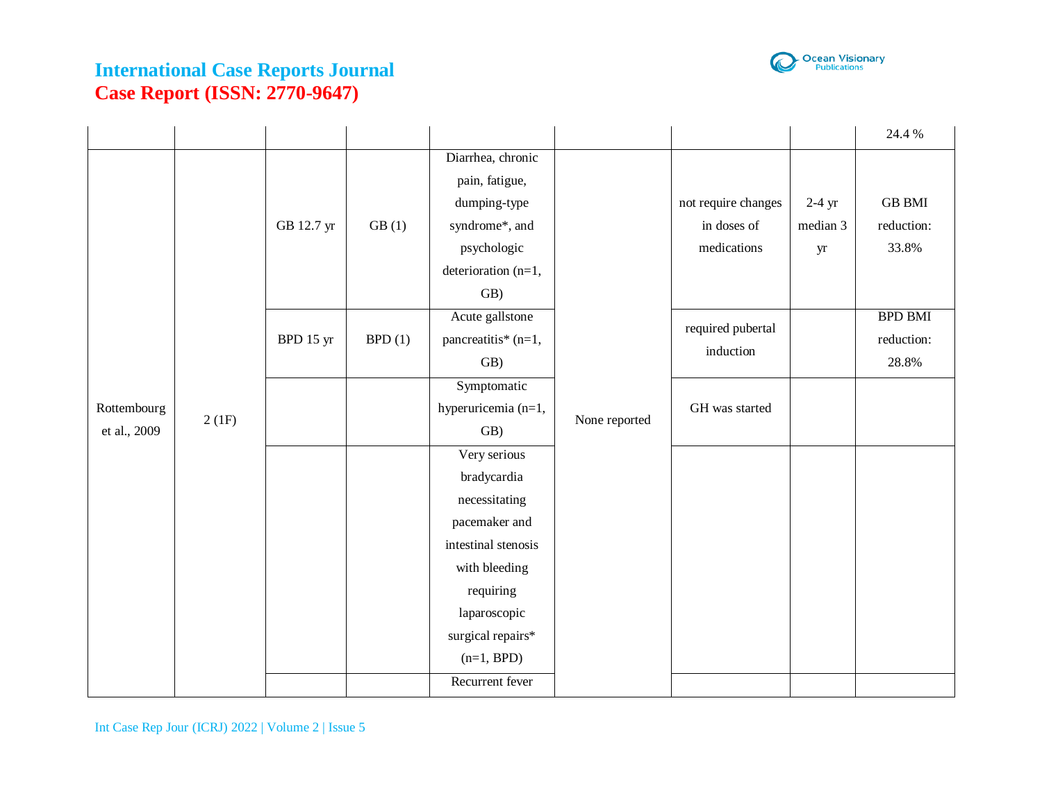| | | | | | | | | |
|---|---|---|---|---|---|---|---|---|
| | | | | | | | | 24.4 % |
| Rottembourg et al., 2009 | 2 (1F) | GB 12.7 yr | GB (1) | Diarrhea, chronic pain, fatigue, dumping-type syndrome*, and psychologic deterioration (n=1, GB) | None reported | not require changes in doses of medications | 2-4 yr median 3 yr | GB BMI reduction: 33.8% |
| | | BPD 15 yr | BPD (1) | Acute gallstone pancreatitis* (n=1, GB) | | required pubertal induction | | BPD BMI reduction: 28.8% |
| | | | | Symptomatic hyperuricemia (n=1, GB) | | GH was started | | |
| | | | | Very serious bradycardia necessitating pacemaker and intestinal stenosis with bleeding requiring laparoscopic surgical repairs* (n=1, BPD) | | | | |
| | | | | Recurrent fever | | | | |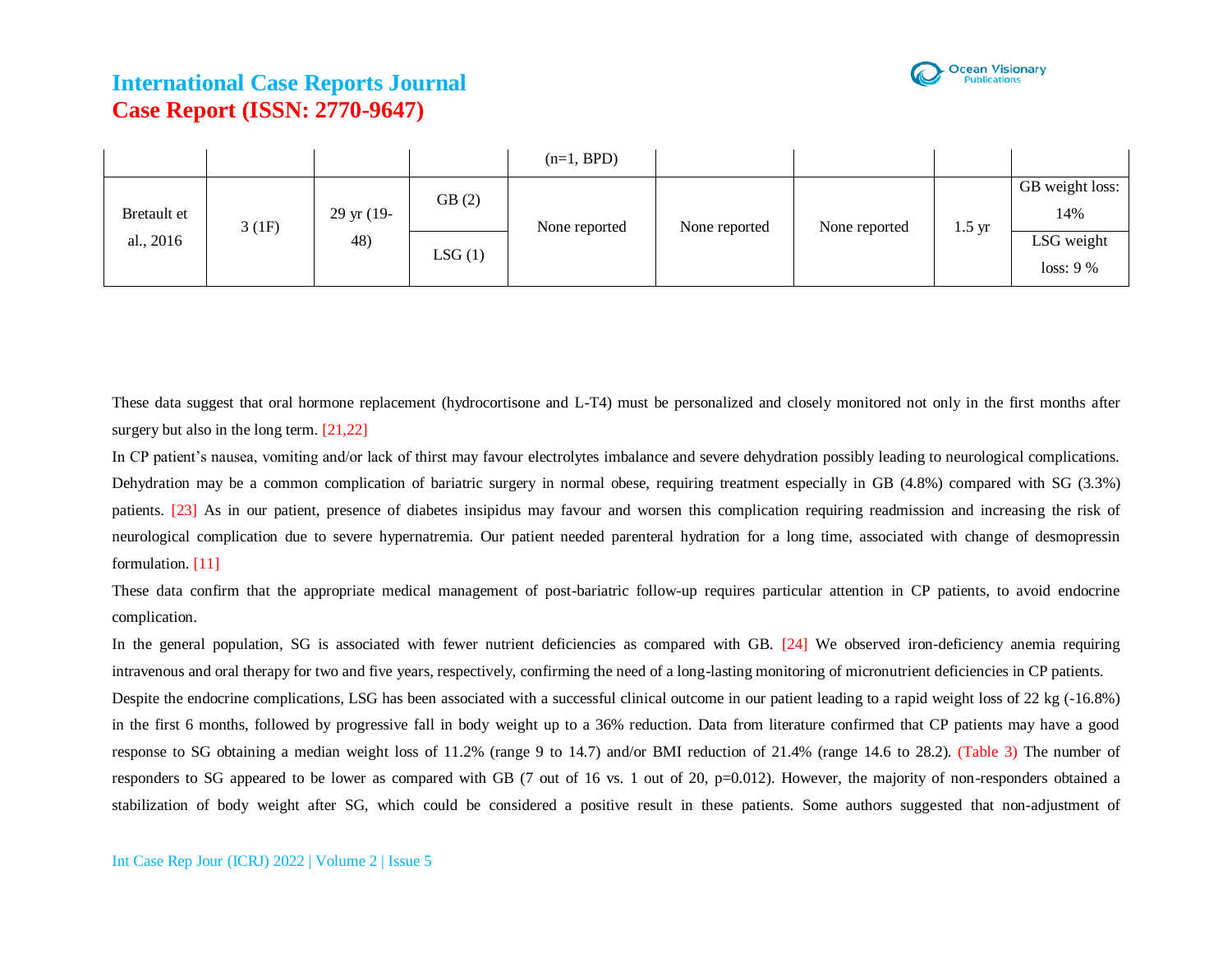| | | | | (n=1, BPD) | | | | |
|---|---|---|---|---|---|---|---|---|
| Bretault et al., 2016 | 3 (1F) | 29 yr (19-48) | GB (2) | None reported | None reported | None reported | 1.5 yr | GB weight loss: 14% |
| | | | LSG (1) | | | | | LSG weight loss: 9 % |

These data suggest that oral hormone replacement (hydrocortisone and L-T4) must be personalized and closely monitored not only in the first months after surgery but also in the long term. [21,22]

In CP patient's nausea, vomiting and/or lack of thirst may favour electrolytes imbalance and severe dehydration possibly leading to neurological complications. Dehydration may be a common complication of bariatric surgery in normal obese, requiring treatment especially in GB (4.8%) compared with SG (3.3%) patients. [23] As in our patient, presence of diabetes insipidus may favour and worsen this complication requiring readmission and increasing the risk of neurological complication due to severe hypernatremia. Our patient needed parenteral hydration for a long time, associated with change of desmopressin formulation. [11]

These data confirm that the appropriate medical management of post-bariatric follow-up requires particular attention in CP patients, to avoid endocrine complication.

In the general population, SG is associated with fewer nutrient deficiencies as compared with GB. [24] We observed iron-deficiency anemia requiring intravenous and oral therapy for two and five years, respectively, confirming the need of a long-lasting monitoring of micronutrient deficiencies in CP patients.

Despite the endocrine complications, LSG has been associated with a successful clinical outcome in our patient leading to a rapid weight loss of 22 kg (-16.8%) in the first 6 months, followed by progressive fall in body weight up to a 36% reduction. Data from literature confirmed that CP patients may have a good response to SG obtaining a median weight loss of 11.2% (range 9 to 14.7) and/or BMI reduction of 21.4% (range 14.6 to 28.2). (Table 3) The number of responders to SG appeared to be lower as compared with GB (7 out of 16 vs. 1 out of 20, $p=0.012$). However, the majority of non-responders obtained a stabilization of body weight after SG, which could be considered a positive result in these patients. Some authors suggested that non-adjustment of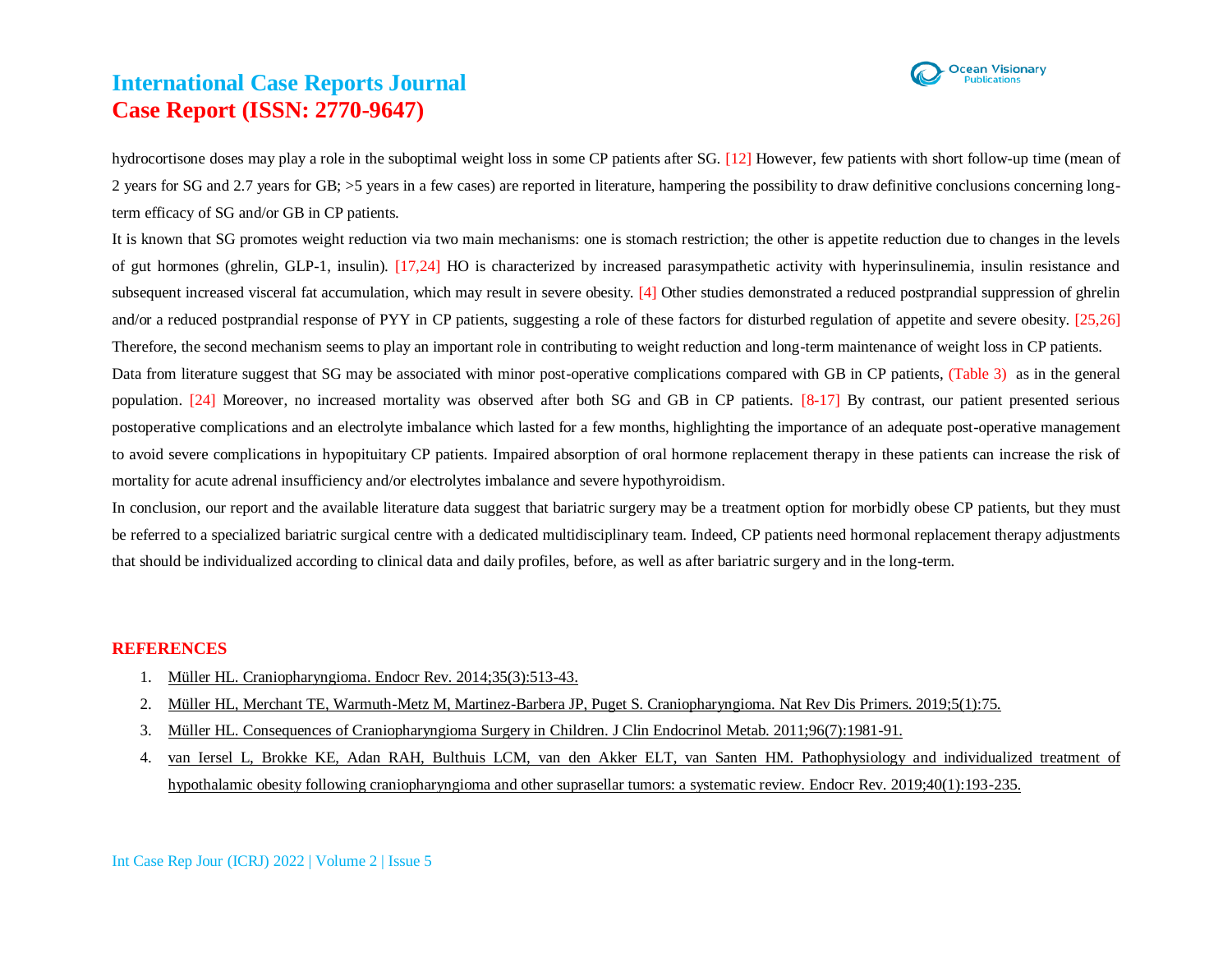hydrocortisone doses may play a role in the suboptimal weight loss in some CP patients after SG. [12] However, few patients with short follow-up time (mean of 2 years for SG and 2.7 years for GB; >5 years in a few cases) are reported in literature, hampering the possibility to draw definitive conclusions concerning long-term efficacy of SG and/or GB in CP patients.

It is known that SG promotes weight reduction via two main mechanisms: one is stomach restriction; the other is appetite reduction due to changes in the levels of gut hormones (ghrelin, GLP-1, insulin). [17,24] HO is characterized by increased parasympathetic activity with hyperinsulinemia, insulin resistance and subsequent increased visceral fat accumulation, which may result in severe obesity. [4] Other studies demonstrated a reduced postprandial suppression of ghrelin and/or a reduced postprandial response of PYY in CP patients, suggesting a role of these factors for disturbed regulation of appetite and severe obesity. [25,26] Therefore, the second mechanism seems to play an important role in contributing to weight reduction and long-term maintenance of weight loss in CP patients.

Data from literature suggest that SG may be associated with minor post-operative complications compared with GB in CP patients, (Table 3) as in the general population. [24] Moreover, no increased mortality was observed after both SG and GB in CP patients. [8-17] By contrast, our patient presented serious postoperative complications and an electrolyte imbalance which lasted for a few months, highlighting the importance of an adequate post-operative management to avoid severe complications in hypopituitary CP patients. Impaired absorption of oral hormone replacement therapy in these patients can increase the risk of mortality for acute adrenal insufficiency and/or electrolytes imbalance and severe hypothyroidism.

In conclusion, our report and the available literature data suggest that bariatric surgery may be a treatment option for morbidly obese CP patients, but they must be referred to a specialized bariatric surgical centre with a dedicated multidisciplinary team. Indeed, CP patients need hormonal replacement therapy adjustments that should be individualized according to clinical data and daily profiles, before, as well as after bariatric surgery and in the long-term.

## REFERENCES

1. Müller HL. Craniopharyngioma. Endocr Rev. 2014;35(3):513-43.
2. Müller HL, Merchant TE, Warmuth-Metz M, Martinez-Barbera JP, Puget S. Craniopharyngioma. Nat Rev Dis Primers. 2019;5(1):75.
3. Müller HL. Consequences of Craniopharyngioma Surgery in Children. J Clin Endocrinol Metab. 2011;96(7):1981-91.
4. van Iersel L, Brokke KE, Adan RAH, Bulthuis LCM, van den Akker ELT, van Santen HM. Pathophysiology and individualized treatment of hypothalamic obesity following craniopharyngioma and other suprasellar tumors: a systematic review. Endocr Rev. 2019;40(1):193-235.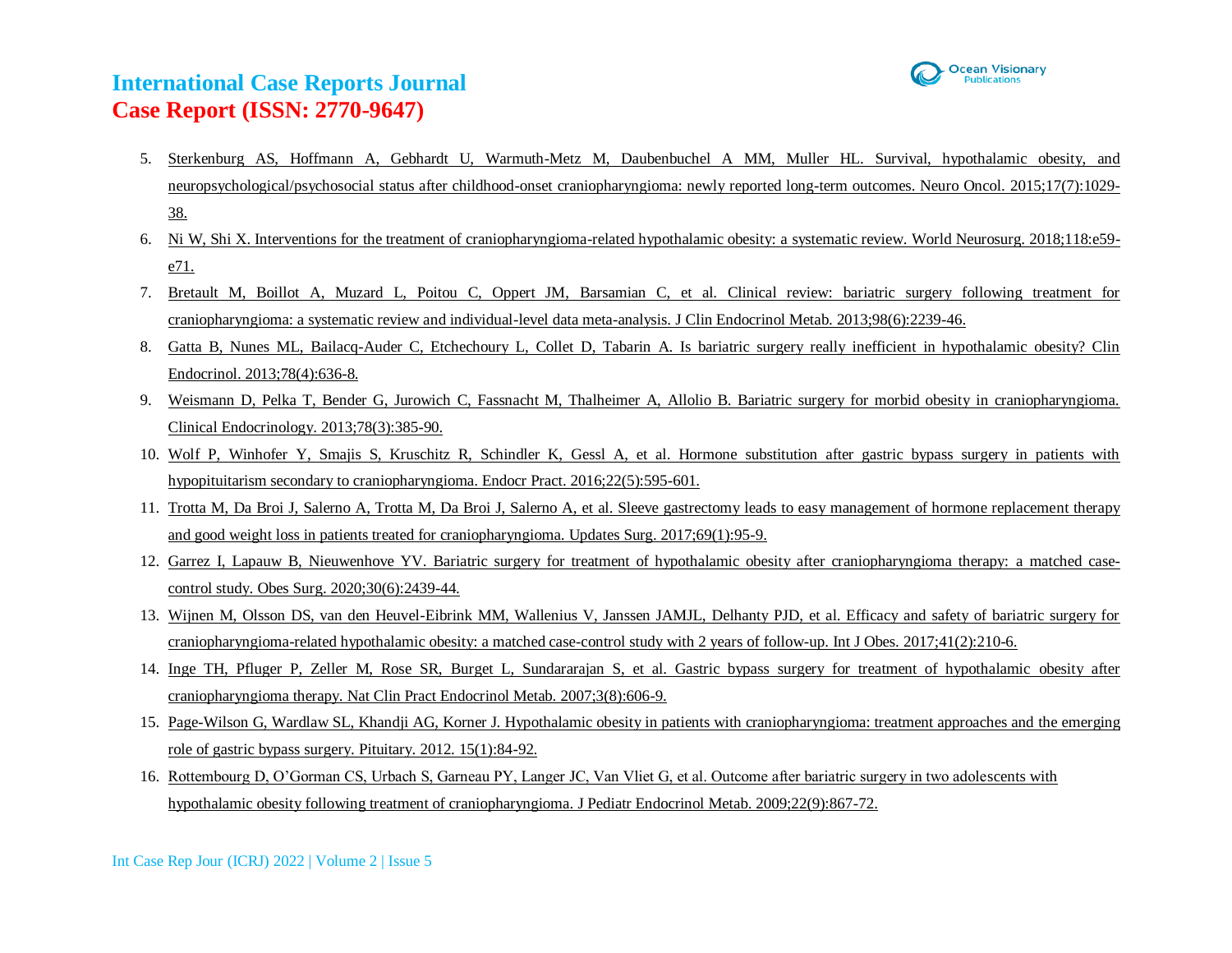5. Sterkenburg AS, Hoffmann A, Gebhardt U, Warmuth-Metz M, Daubenbuchel A MM, Muller HL. Survival, hypothalamic obesity, and neuropsychological/psychosocial status after childhood-onset craniopharyngioma: newly reported long-term outcomes. Neuro Oncol. 2015;17(7):1029-38.
6. Ni W, Shi X. Interventions for the treatment of craniopharyngioma-related hypothalamic obesity: a systematic review. World Neurosurg. 2018;118:e59-e71.
7. Bretault M, Boillot A, Muzard L, Poitou C, Oppert JM, Barsamian C, et al. Clinical review: bariatric surgery following treatment for craniopharyngioma: a systematic review and individual-level data meta-analysis. J Clin Endocrinol Metab. 2013;98(6):2239-46.
8. Gatta B, Nunes ML, Bailacq-Auder C, Etchechoury L, Collet D, Tabarin A. Is bariatric surgery really inefficient in hypothalamic obesity? Clin Endocrinol. 2013;78(4):636-8.
9. Weismann D, Pelka T, Bender G, Jurowich C, Fassnacht M, Thalheimer A, Allolio B. Bariatric surgery for morbid obesity in craniopharyngioma. Clinical Endocrinology. 2013;78(3):385-90.
10. Wolf P, Winhofer Y, Smajis S, Kruschitz R, Schindler K, Gessl A, et al. Hormone substitution after gastric bypass surgery in patients with hypopituitarism secondary to craniopharyngioma. Endocr Pract. 2016;22(5):595-601.
11. Trotta M, Da Broi J, Salerno A, Trotta M, Da Broi J, Salerno A, et al. Sleeve gastrectomy leads to easy management of hormone replacement therapy and good weight loss in patients treated for craniopharyngioma. Updates Surg. 2017;69(1):95-9.
12. Garrez I, Lapauw B, Nieuwenhove YV. Bariatric surgery for treatment of hypothalamic obesity after craniopharyngioma therapy: a matched case-control study. Obes Surg. 2020;30(6):2439-44.
13. Wijnen M, Olsson DS, van den Heuvel-Eibrink MM, Wallenius V, Janssen JAMJL, Delhanty PJD, et al. Efficacy and safety of bariatric surgery for craniopharyngioma-related hypothalamic obesity: a matched case-control study with 2 years of follow-up. Int J Obes. 2017;41(2):210-6.
14. Inge TH, Pfluger P, Zeller M, Rose SR, Burget L, Sundararajan S, et al. Gastric bypass surgery for treatment of hypothalamic obesity after craniopharyngioma therapy. Nat Clin Pract Endocrinol Metab. 2007;3(8):606-9.
15. Page-Wilson G, Wardlaw SL, Khandji AG, Korner J. Hypothalamic obesity in patients with craniopharyngioma: treatment approaches and the emerging role of gastric bypass surgery. Pituitary. 2012. 15(1):84-92.
16. Rottembourg D, O'Gorman CS, Urbach S, Garneau PY, Langer JC, Van Vliet G, et al. Outcome after bariatric surgery in two adolescents with hypothalamic obesity following treatment of craniopharyngioma. J Pediatr Endocrinol Metab. 2009;22(9):867-72.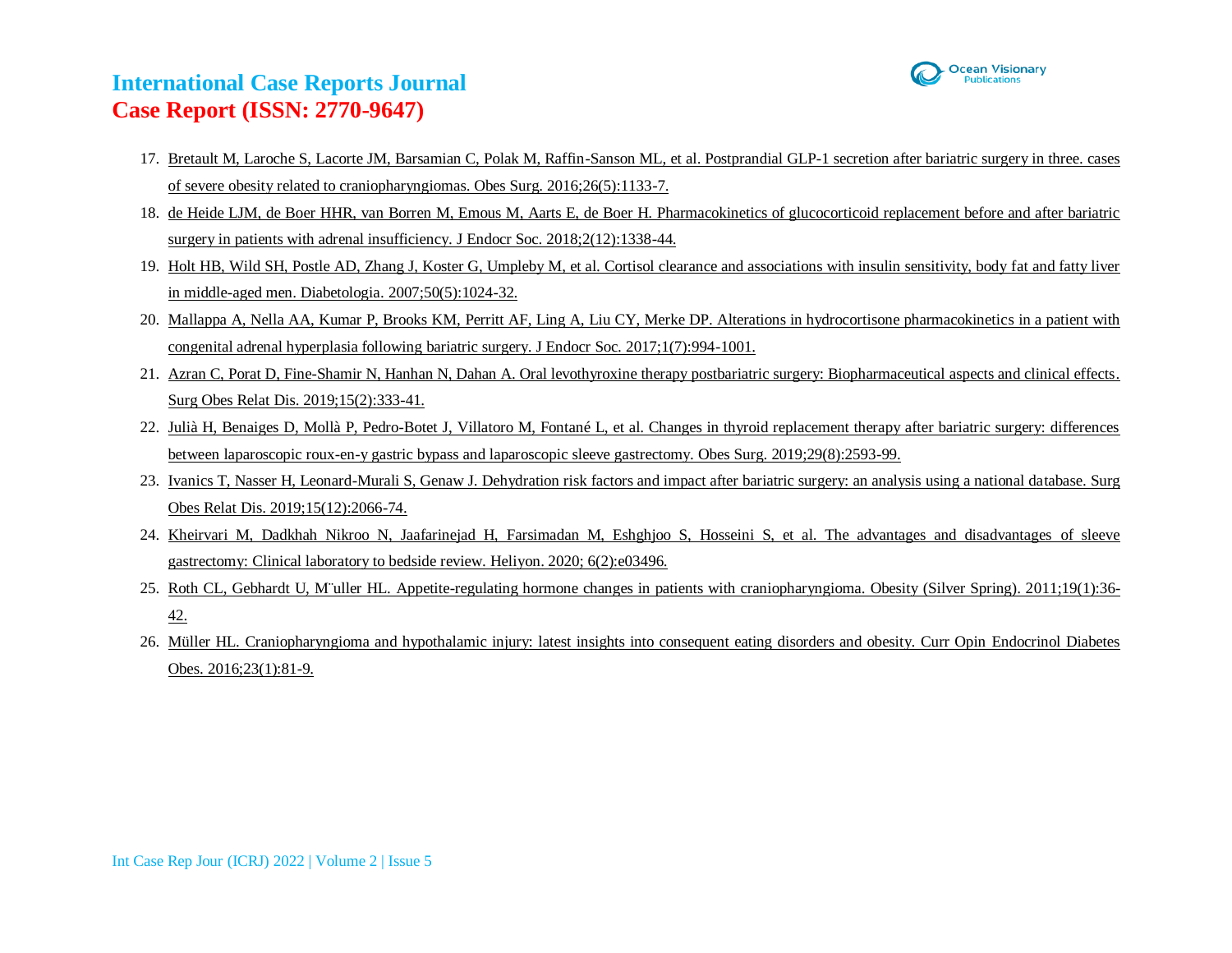17. Bretault M, Laroche S, Lacorte JM, Barsamian C, Polak M, Raffin-Sanson ML, et al. Postprandial GLP-1 secretion after bariatric surgery in three. cases of severe obesity related to craniopharyngiomas. Obes Surg. 2016;26(5):1133-7.
18. de Heide LJM, de Boer HHR, van Borren M, Emous M, Aarts E, de Boer H. Pharmacokinetics of glucocorticoid replacement before and after bariatric surgery in patients with adrenal insufficiency. J Endocr Soc. 2018;2(12):1338-44.
19. Holt HB, Wild SH, Postle AD, Zhang J, Koster G, Umpleby M, et al. Cortisol clearance and associations with insulin sensitivity, body fat and fatty liver in middle-aged men. Diabetologia. 2007;50(5):1024-32.
20. Mallappa A, Nella AA, Kumar P, Brooks KM, Perritt AF, Ling A, Liu CY, Merke DP. Alterations in hydrocortisone pharmacokinetics in a patient with congenital adrenal hyperplasia following bariatric surgery. J Endocr Soc. 2017;1(7):994-1001.
21. Azran C, Porat D, Fine-Shamir N, Hanhan N, Dahan A. Oral levothyroxine therapy postbariatric surgery: Biopharmaceutical aspects and clinical effects. Surg Obes Relat Dis. 2019;15(2):333-41.
22. Julià H, Benaiges D, Mollà P, Pedro-Botet J, Villatoro M, Fontané L, et al. Changes in thyroid replacement therapy after bariatric surgery: differences between laparoscopic roux-en-y gastric bypass and laparoscopic sleeve gastrectomy. Obes Surg. 2019;29(8):2593-99.
23. Ivanics T, Nasser H, Leonard-Murali S, Genaw J. Dehydration risk factors and impact after bariatric surgery: an analysis using a national database. Surg Obes Relat Dis. 2019;15(12):2066-74.
24. Kheirvari M, Dadkhah Nikroo N, Jaafarinejad H, Farsimadan M, Eshghjoo S, Hosseini S, et al. The advantages and disadvantages of sleeve gastrectomy: Clinical laboratory to bedside review. Heliyon. 2020; 6(2):e03496.
25. Roth CL, Gebhardt U, M¨uller HL. Appetite-regulating hormone changes in patients with craniopharyngioma. Obesity (Silver Spring). 2011;19(1):36-42.
26. Müller HL. Craniopharyngioma and hypothalamic injury: latest insights into consequent eating disorders and obesity. Curr Opin Endocrinol Diabetes Obes. 2016;23(1):81-9.